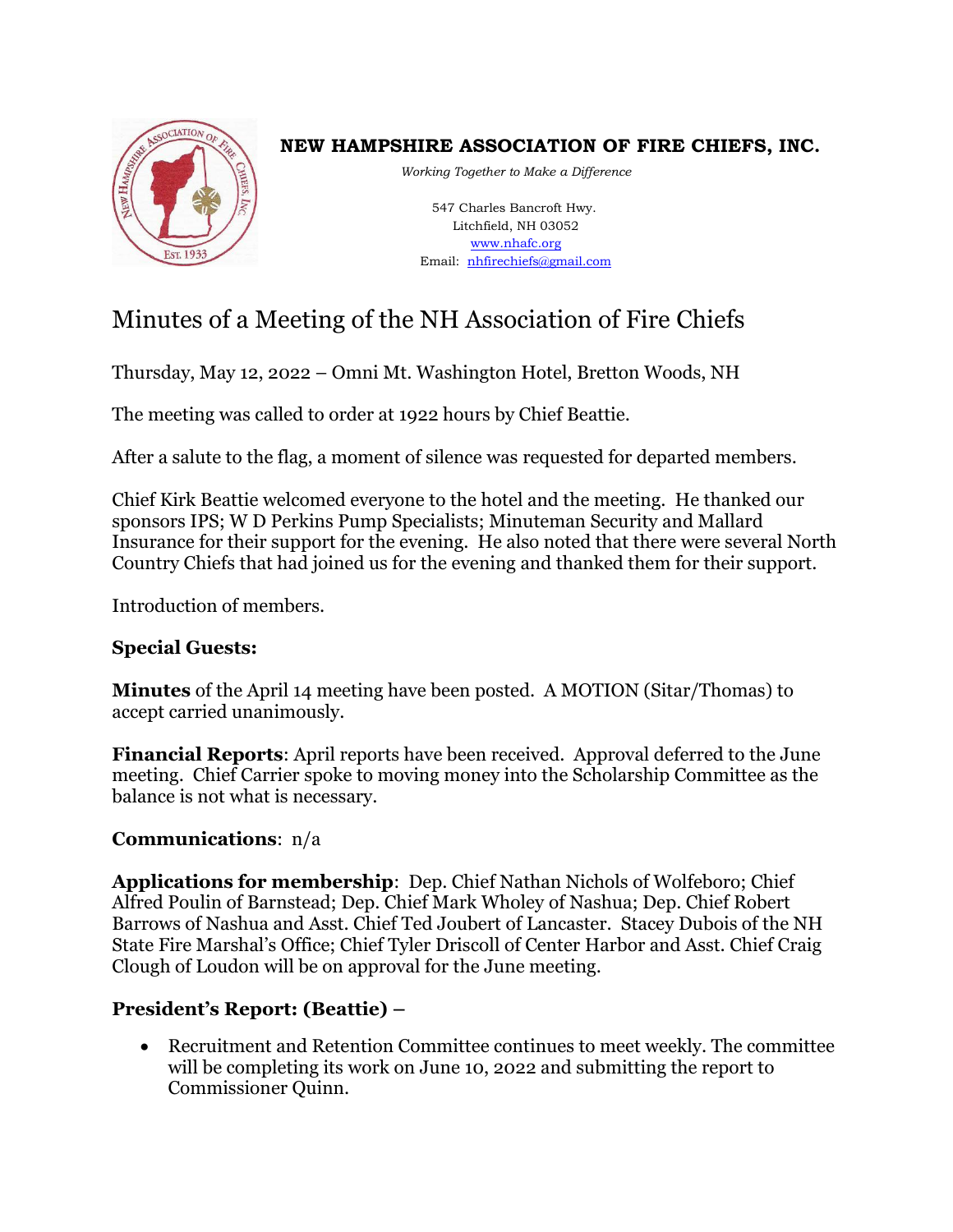# NEW HAMPSHIRE ASSOCIATION OF FIRE CHIEFS, INC.

*Working Together to Make a Difference*

547 Charles Bancroft Hwy.
Litchfield, NH 03052
www.nhafc.org
Email: nhfirechiefs@gmail.com

# Minutes of a Meeting of the NH Association of Fire Chiefs

Thursday, May 12, 2022 – Omni Mt. Washington Hotel, Bretton Woods, NH

The meeting was called to order at 1922 hours by Chief Beattie.

After a salute to the flag, a moment of silence was requested for departed members.

Chief Kirk Beattie welcomed everyone to the hotel and the meeting. He thanked our sponsors IPS; W D Perkins Pump Specialists; Minuteman Security and Mallard Insurance for their support for the evening. He also noted that there were several North Country Chiefs that had joined us for the evening and thanked them for their support.

Introduction of members.

**Special Guests:**

**Minutes** of the April 14 meeting have been posted. A MOTION (Sitar/Thomas) to accept carried unanimously.

**Financial Reports**: April reports have been received. Approval deferred to the June meeting. Chief Carrier spoke to moving money into the Scholarship Committee as the balance is not what is necessary.

**Communications**: n/a

**Applications for membership**: Dep. Chief Nathan Nichols of Wolfeboro; Chief Alfred Poulin of Barnstead; Dep. Chief Mark Wholey of Nashua; Dep. Chief Robert Barrows of Nashua and Asst. Chief Ted Joubert of Lancaster. Stacey Dubois of the NH State Fire Marshal's Office; Chief Tyler Driscoll of Center Harbor and Asst. Chief Craig Clough of Loudon will be on approval for the June meeting.

**President's Report: (Beattie) –**

- Recruitment and Retention Committee continues to meet weekly. The committee will be completing its work on June 10, 2022 and submitting the report to Commissioner Quinn.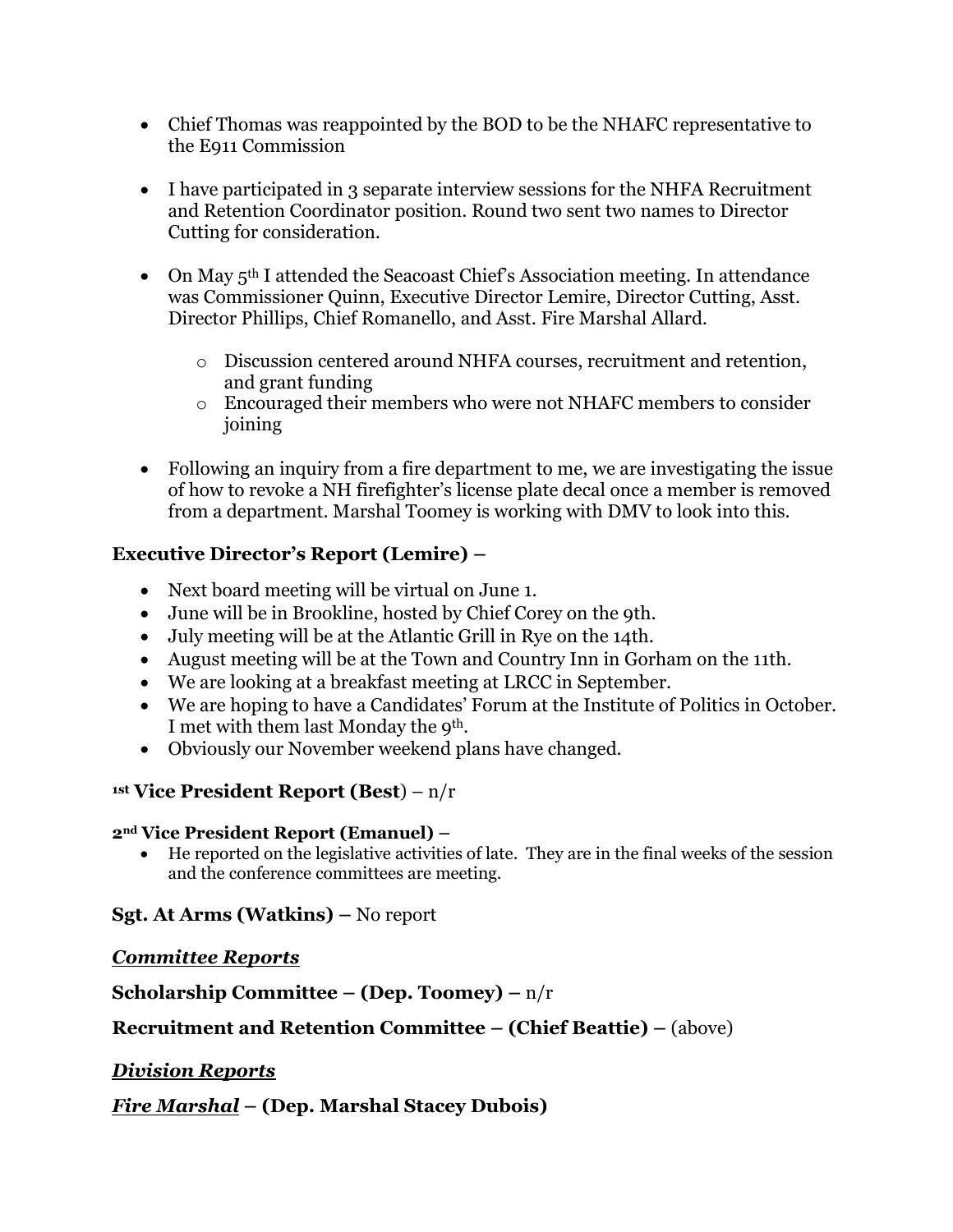- Chief Thomas was reappointed by the BOD to be the NHAFC representative to the E911 Commission

- I have participated in 3 separate interview sessions for the NHFA Recruitment and Retention Coordinator position. Round two sent two names to Director Cutting for consideration.

- On May 5th I attended the Seacoast Chief's Association meeting. In attendance was Commissioner Quinn, Executive Director Lemire, Director Cutting, Asst. Director Phillips, Chief Romanello, and Asst. Fire Marshal Allard.
    - Discussion centered around NHFA courses, recruitment and retention, and grant funding
    - Encouraged their members who were not NHAFC members to consider joining

- Following an inquiry from a fire department to me, we are investigating the issue of how to revoke a NH firefighter's license plate decal once a member is removed from a department. Marshal Toomey is working with DMV to look into this.

**Executive Director's Report (Lemire) –**

- Next board meeting will be virtual on June 1.
- June will be in Brookline, hosted by Chief Corey on the 9th.
- July meeting will be at the Atlantic Grill in Rye on the 14th.
- August meeting will be at the Town and Country Inn in Gorham on the 11th.
- We are looking at a breakfast meeting at LRCC in September.
- We are hoping to have a Candidates' Forum at the Institute of Politics in October. I met with them last Monday the 9th.
- Obviously our November weekend plans have changed.

**1st Vice President Report (Best)** – n/r

**2nd Vice President Report (Emanuel) –**

- He reported on the legislative activities of late. They are in the final weeks of the session and the conference committees are meeting.

**Sgt. At Arms (Watkins) –** No report

***Committee Reports***

**Scholarship Committee – (Dep. Toomey) –** n/r

**Recruitment and Retention Committee – (Chief Beattie) –** (above)

***Division Reports***

***Fire Marshal* – (Dep. Marshal Stacey Dubois)**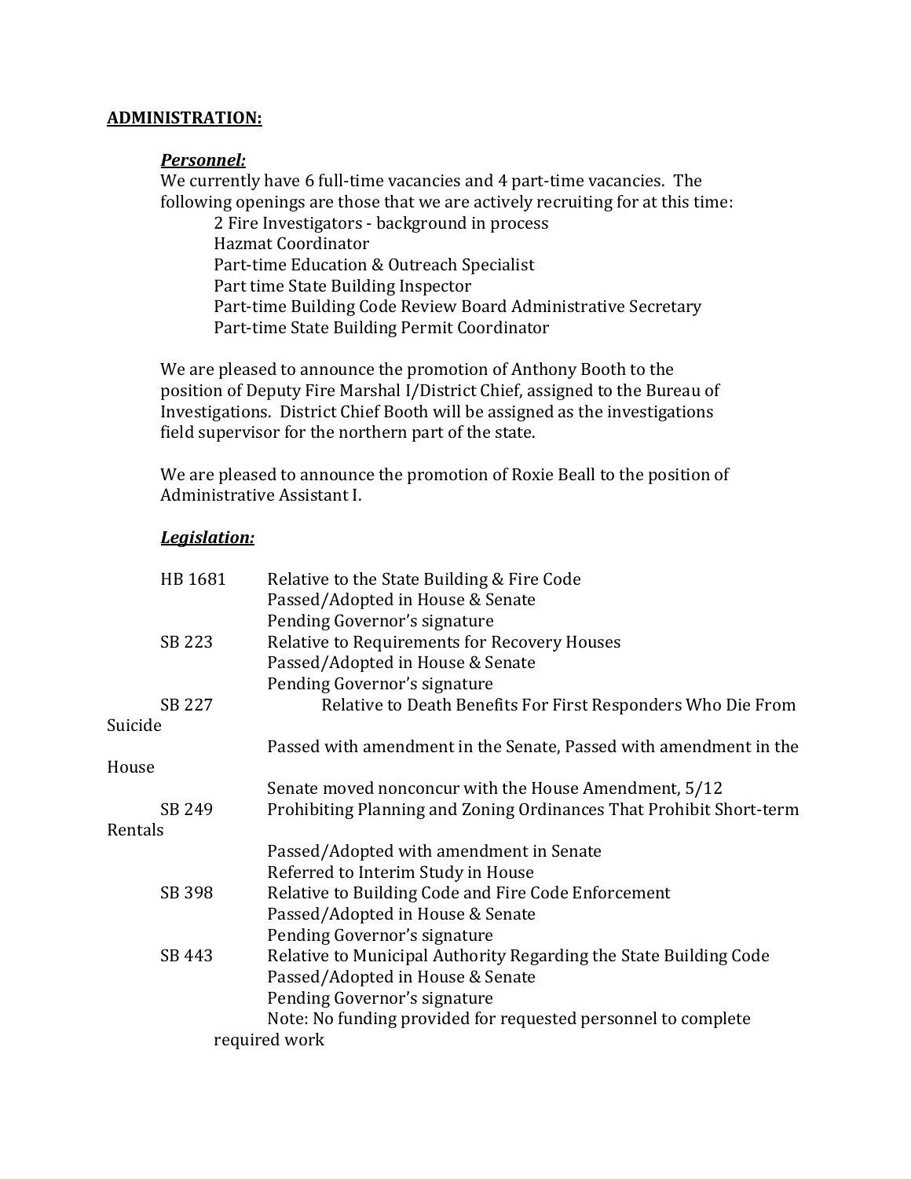## ADMINISTRATION:

### *Personnel:*

We currently have 6 full-time vacancies and 4 part-time vacancies. The following openings are those that we are actively recruiting for at this time:

- 2 Fire Investigators - background in process
- Hazmat Coordinator
- Part-time Education & Outreach Specialist
- Part time State Building Inspector
- Part-time Building Code Review Board Administrative Secretary
- Part-time State Building Permit Coordinator

We are pleased to announce the promotion of Anthony Booth to the position of Deputy Fire Marshal I/District Chief, assigned to the Bureau of Investigations. District Chief Booth will be assigned as the investigations field supervisor for the northern part of the state.

We are pleased to announce the promotion of Roxie Beall to the position of Administrative Assistant I.

### *Legislation:*

| Bill | Description / Status |
| --- | --- |
| HB 1681 | Relative to the State Building & Fire Code<br>Passed/Adopted in House & Senate<br>Pending Governor's signature |
| SB 223 | Relative to Requirements for Recovery Houses<br>Passed/Adopted in House & Senate<br>Pending Governor's signature |
| SB 227 | Relative to Death Benefits For First Responders Who Die From Suicide<br>Passed with amendment in the Senate, Passed with amendment in the House<br>Senate moved nonconcur with the House Amendment, 5/12 |
| SB 249 | Prohibiting Planning and Zoning Ordinances That Prohibit Short-term Rentals<br>Passed/Adopted with amendment in Senate<br>Referred to Interim Study in House |
| SB 398 | Relative to Building Code and Fire Code Enforcement<br>Passed/Adopted in House & Senate<br>Pending Governor's signature |
| SB 443 | Relative to Municipal Authority Regarding the State Building Code<br>Passed/Adopted in House & Senate<br>Pending Governor's signature<br>Note: No funding provided for requested personnel to complete required work |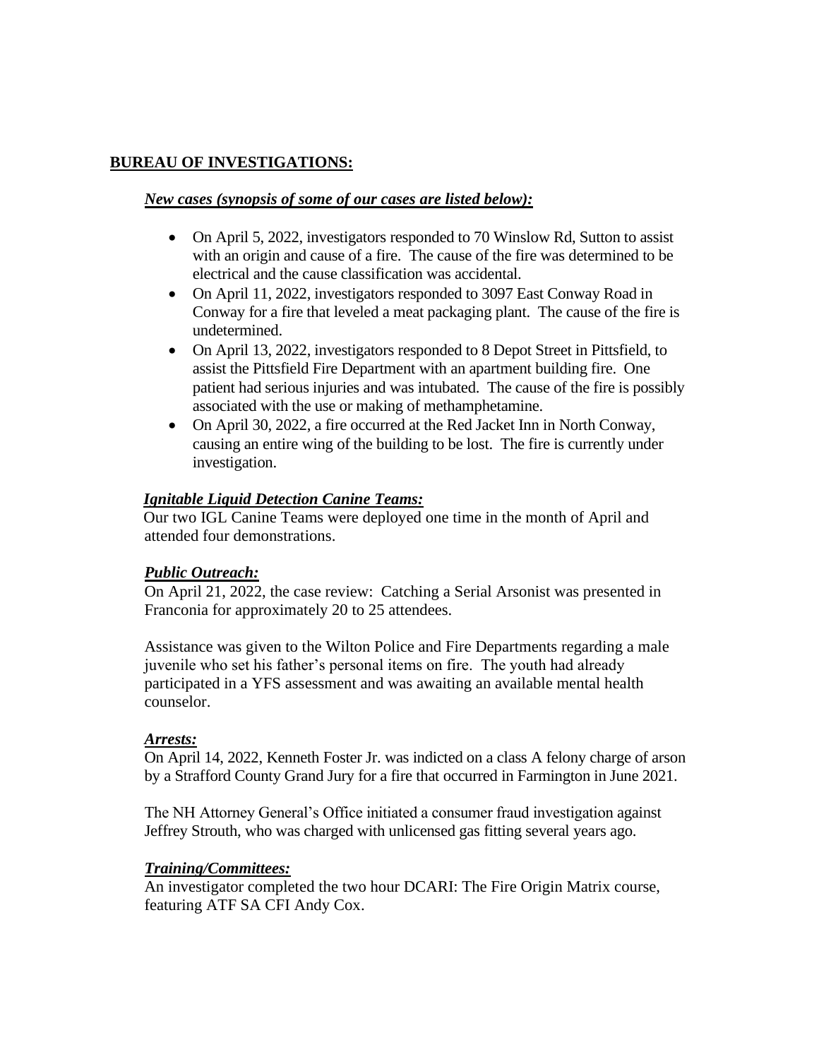## BUREAU OF INVESTIGATIONS:

***New cases (synopsis of some of our cases are listed below):***

- On April 5, 2022, investigators responded to 70 Winslow Rd, Sutton to assist with an origin and cause of a fire. The cause of the fire was determined to be electrical and the cause classification was accidental.
- On April 11, 2022, investigators responded to 3097 East Conway Road in Conway for a fire that leveled a meat packaging plant. The cause of the fire is undetermined.
- On April 13, 2022, investigators responded to 8 Depot Street in Pittsfield, to assist the Pittsfield Fire Department with an apartment building fire. One patient had serious injuries and was intubated. The cause of the fire is possibly associated with the use or making of methamphetamine.
- On April 30, 2022, a fire occurred at the Red Jacket Inn in North Conway, causing an entire wing of the building to be lost. The fire is currently under investigation.

***Ignitable Liquid Detection Canine Teams:***

Our two IGL Canine Teams were deployed one time in the month of April and attended four demonstrations.

***Public Outreach:***

On April 21, 2022, the case review: Catching a Serial Arsonist was presented in Franconia for approximately 20 to 25 attendees.

Assistance was given to the Wilton Police and Fire Departments regarding a male juvenile who set his father's personal items on fire. The youth had already participated in a YFS assessment and was awaiting an available mental health counselor.

***Arrests:***

On April 14, 2022, Kenneth Foster Jr. was indicted on a class A felony charge of arson by a Strafford County Grand Jury for a fire that occurred in Farmington in June 2021.

The NH Attorney General's Office initiated a consumer fraud investigation against Jeffrey Strouth, who was charged with unlicensed gas fitting several years ago.

***Training/Committees:***

An investigator completed the two hour DCARI: The Fire Origin Matrix course, featuring ATF SA CFI Andy Cox.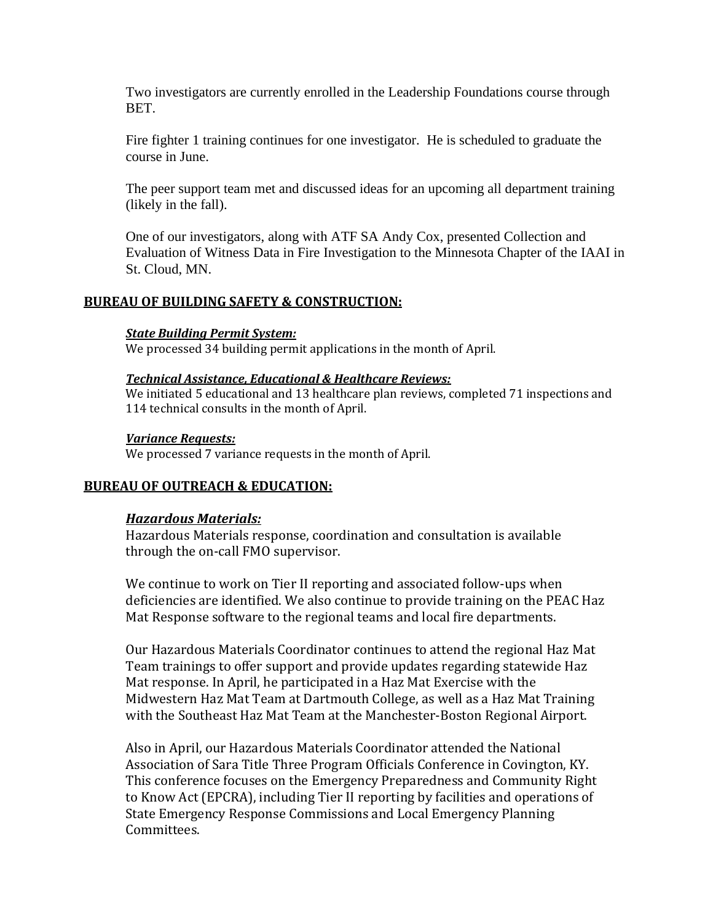Two investigators are currently enrolled in the Leadership Foundations course through BET.

Fire fighter 1 training continues for one investigator. He is scheduled to graduate the course in June.

The peer support team met and discussed ideas for an upcoming all department training (likely in the fall).

One of our investigators, along with ATF SA Andy Cox, presented Collection and Evaluation of Witness Data in Fire Investigation to the Minnesota Chapter of the IAAI in St. Cloud, MN.

## BUREAU OF BUILDING SAFETY & CONSTRUCTION:

***State Building Permit System:***

We processed 34 building permit applications in the month of April.

***Technical Assistance, Educational & Healthcare Reviews:***

We initiated 5 educational and 13 healthcare plan reviews, completed 71 inspections and 114 technical consults in the month of April.

***Variance Requests:***

We processed 7 variance requests in the month of April.

## BUREAU OF OUTREACH & EDUCATION:

***Hazardous Materials:***

Hazardous Materials response, coordination and consultation is available through the on-call FMO supervisor.

We continue to work on Tier II reporting and associated follow-ups when deficiencies are identified. We also continue to provide training on the PEAC Haz Mat Response software to the regional teams and local fire departments.

Our Hazardous Materials Coordinator continues to attend the regional Haz Mat Team trainings to offer support and provide updates regarding statewide Haz Mat response. In April, he participated in a Haz Mat Exercise with the Midwestern Haz Mat Team at Dartmouth College, as well as a Haz Mat Training with the Southeast Haz Mat Team at the Manchester-Boston Regional Airport.

Also in April, our Hazardous Materials Coordinator attended the National Association of Sara Title Three Program Officials Conference in Covington, KY. This conference focuses on the Emergency Preparedness and Community Right to Know Act (EPCRA), including Tier II reporting by facilities and operations of State Emergency Response Commissions and Local Emergency Planning Committees.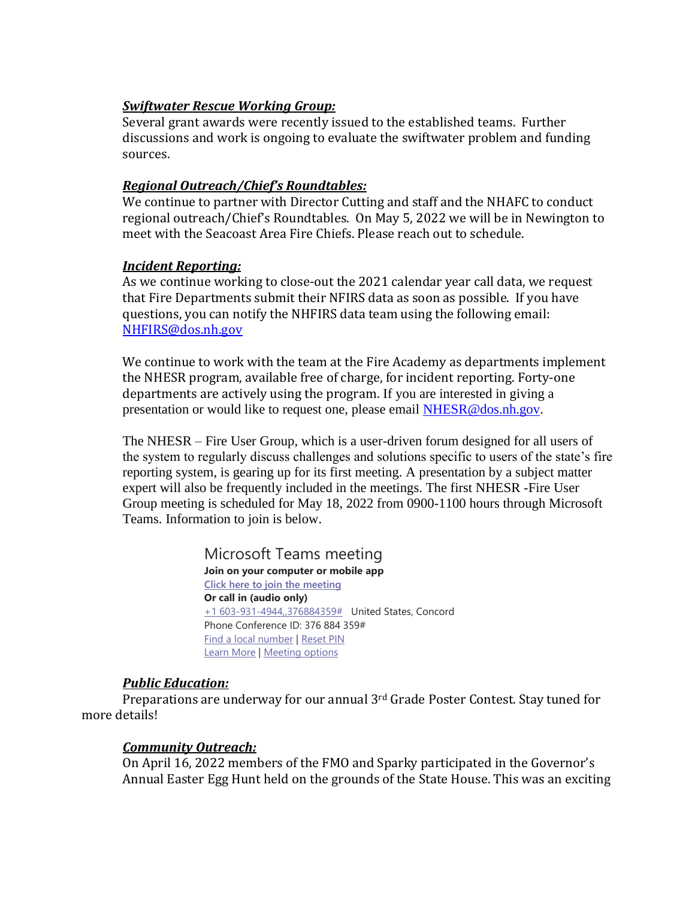***Swiftwater Rescue Working Group:***

Several grant awards were recently issued to the established teams. Further discussions and work is ongoing to evaluate the swiftwater problem and funding sources.

***Regional Outreach/Chief's Roundtables:***

We continue to partner with Director Cutting and staff and the NHAFC to conduct regional outreach/Chief's Roundtables. On May 5, 2022 we will be in Newington to meet with the Seacoast Area Fire Chiefs. Please reach out to schedule.

***Incident Reporting:***

As we continue working to close-out the 2021 calendar year call data, we request that Fire Departments submit their NFIRS data as soon as possible. If you have questions, you can notify the NHFIRS data team using the following email: NHFIRS@dos.nh.gov

We continue to work with the team at the Fire Academy as departments implement the NHESR program, available free of charge, for incident reporting. Forty-one departments are actively using the program. If you are interested in giving a presentation or would like to request one, please email NHESR@dos.nh.gov.

The NHESR – Fire User Group, which is a user-driven forum designed for all users of the system to regularly discuss challenges and solutions specific to users of the state's fire reporting system, is gearing up for its first meeting. A presentation by a subject matter expert will also be frequently included in the meetings. The first NHESR -Fire User Group meeting is scheduled for May 18, 2022 from 0900-1100 hours through Microsoft Teams. Information to join is below.

Microsoft Teams meeting

**Join on your computer or mobile app**

Click here to join the meeting

**Or call in (audio only)**

+1 603-931-4944,,376884359# United States, Concord

Phone Conference ID: 376 884 359#

Find a local number | Reset PIN

Learn More | Meeting options

***Public Education:***

Preparations are underway for our annual 3rd Grade Poster Contest. Stay tuned for more details!

***Community Outreach:***

On April 16, 2022 members of the FMO and Sparky participated in the Governor's Annual Easter Egg Hunt held on the grounds of the State House. This was an exciting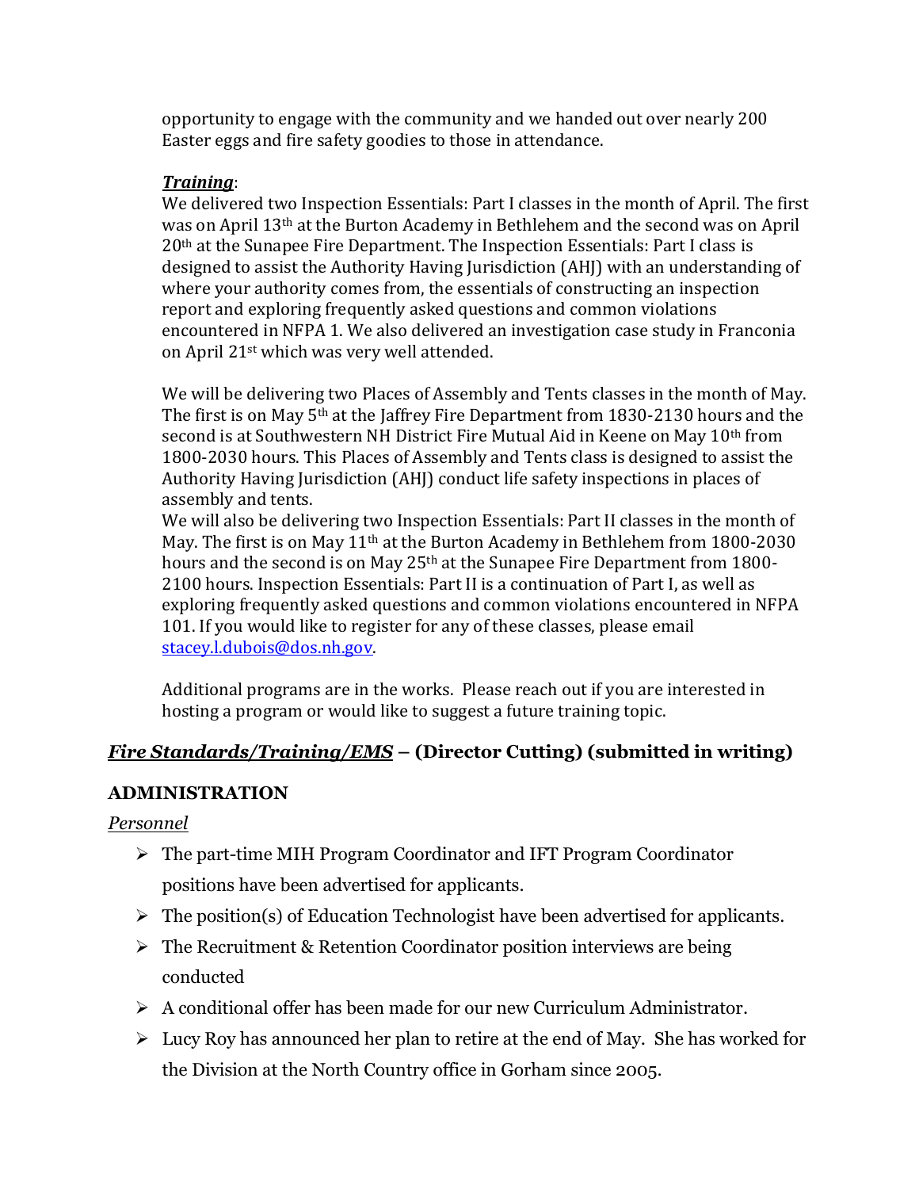opportunity to engage with the community and we handed out over nearly 200 Easter eggs and fire safety goodies to those in attendance.

***Training***:

We delivered two Inspection Essentials: Part I classes in the month of April. The first was on April 13th at the Burton Academy in Bethlehem and the second was on April 20th at the Sunapee Fire Department. The Inspection Essentials: Part I class is designed to assist the Authority Having Jurisdiction (AHJ) with an understanding of where your authority comes from, the essentials of constructing an inspection report and exploring frequently asked questions and common violations encountered in NFPA 1. We also delivered an investigation case study in Franconia on April 21st which was very well attended.

We will be delivering two Places of Assembly and Tents classes in the month of May. The first is on May 5th at the Jaffrey Fire Department from 1830-2130 hours and the second is at Southwestern NH District Fire Mutual Aid in Keene on May 10th from 1800-2030 hours. This Places of Assembly and Tents class is designed to assist the Authority Having Jurisdiction (AHJ) conduct life safety inspections in places of assembly and tents.

We will also be delivering two Inspection Essentials: Part II classes in the month of May. The first is on May 11th at the Burton Academy in Bethlehem from 1800-2030 hours and the second is on May 25th at the Sunapee Fire Department from 1800-2100 hours. Inspection Essentials: Part II is a continuation of Part I, as well as exploring frequently asked questions and common violations encountered in NFPA 101. If you would like to register for any of these classes, please email stacey.l.dubois@dos.nh.gov.

Additional programs are in the works. Please reach out if you are interested in hosting a program or would like to suggest a future training topic.

## ***Fire Standards/Training/EMS*** – (Director Cutting) (submitted in writing)

### ADMINISTRATION

*Personnel*

- The part-time MIH Program Coordinator and IFT Program Coordinator positions have been advertised for applicants.
- The position(s) of Education Technologist have been advertised for applicants.
- The Recruitment & Retention Coordinator position interviews are being conducted
- A conditional offer has been made for our new Curriculum Administrator.
- Lucy Roy has announced her plan to retire at the end of May. She has worked for the Division at the North Country office in Gorham since 2005.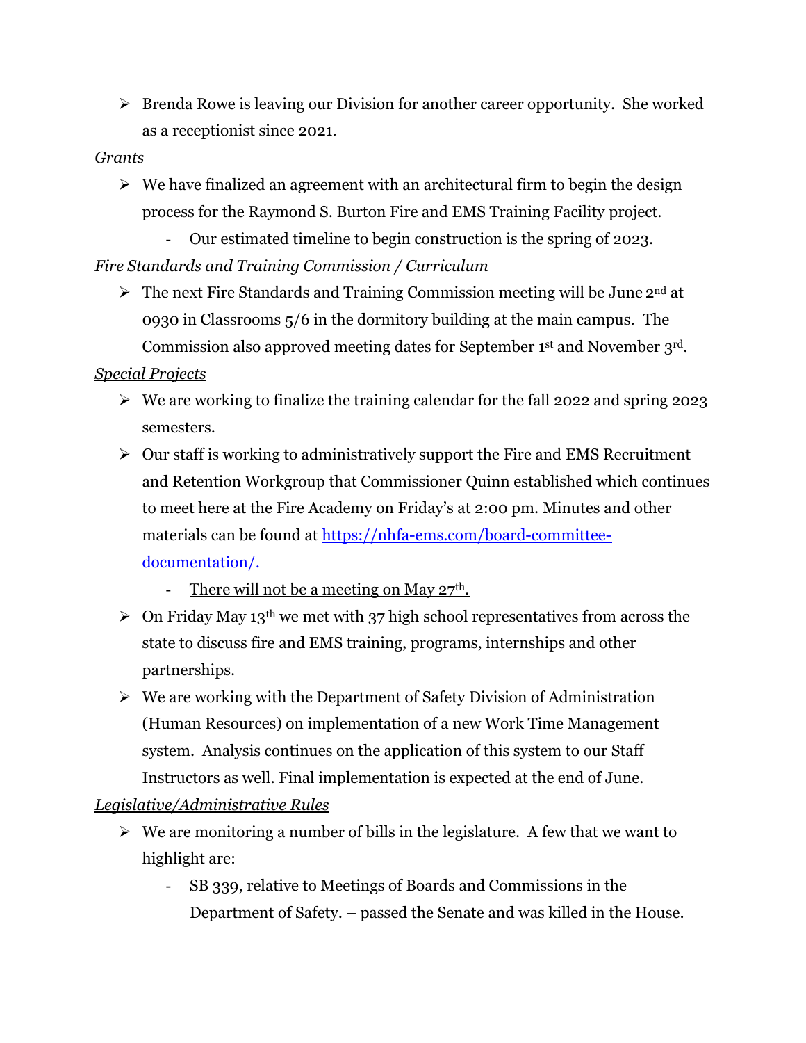- Brenda Rowe is leaving our Division for another career opportunity. She worked as a receptionist since 2021.

*Grants*

- We have finalized an agreement with an architectural firm to begin the design process for the Raymond S. Burton Fire and EMS Training Facility project.
  - Our estimated timeline to begin construction is the spring of 2023.

*Fire Standards and Training Commission / Curriculum*

- The next Fire Standards and Training Commission meeting will be June 2nd at 0930 in Classrooms 5/6 in the dormitory building at the main campus. The Commission also approved meeting dates for September 1st and November 3rd.

*Special Projects*

- We are working to finalize the training calendar for the fall 2022 and spring 2023 semesters.
- Our staff is working to administratively support the Fire and EMS Recruitment and Retention Workgroup that Commissioner Quinn established which continues to meet here at the Fire Academy on Friday's at 2:00 pm. Minutes and other materials can be found at https://nhfa-ems.com/board-committee-documentation/.
  - There will not be a meeting on May 27th.
- On Friday May 13th we met with 37 high school representatives from across the state to discuss fire and EMS training, programs, internships and other partnerships.
- We are working with the Department of Safety Division of Administration (Human Resources) on implementation of a new Work Time Management system. Analysis continues on the application of this system to our Staff Instructors as well. Final implementation is expected at the end of June.

*Legislative/Administrative Rules*

- We are monitoring a number of bills in the legislature. A few that we want to highlight are:
  - SB 339, relative to Meetings of Boards and Commissions in the Department of Safety. – passed the Senate and was killed in the House.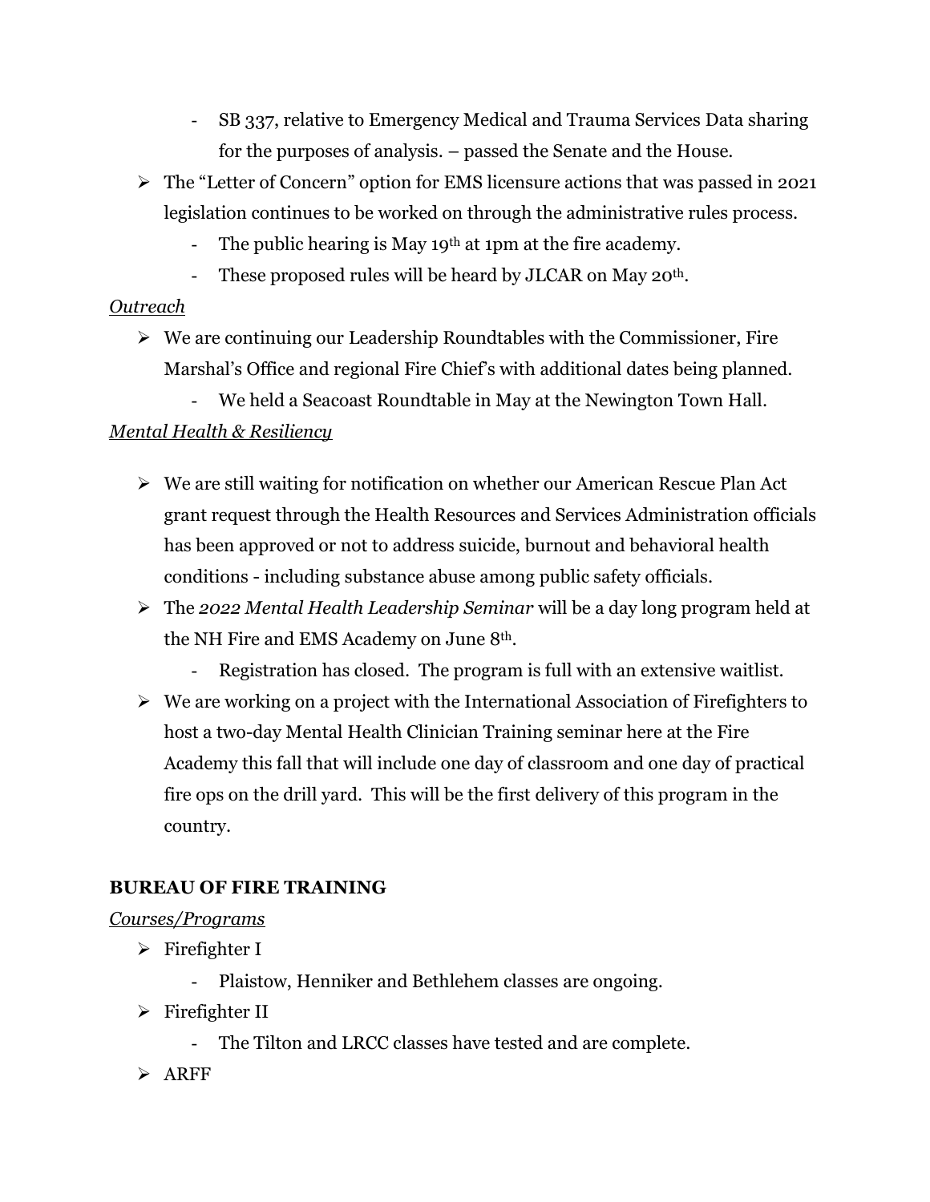- SB 337, relative to Emergency Medical and Trauma Services Data sharing for the purposes of analysis. – passed the Senate and the House.
- The "Letter of Concern" option for EMS licensure actions that was passed in 2021 legislation continues to be worked on through the administrative rules process.
  - The public hearing is May 19th at 1pm at the fire academy.
  - These proposed rules will be heard by JLCAR on May 20th.

*Outreach*

- We are continuing our Leadership Roundtables with the Commissioner, Fire Marshal's Office and regional Fire Chief's with additional dates being planned.
  - We held a Seacoast Roundtable in May at the Newington Town Hall.

*Mental Health & Resiliency*

- We are still waiting for notification on whether our American Rescue Plan Act grant request through the Health Resources and Services Administration officials has been approved or not to address suicide, burnout and behavioral health conditions - including substance abuse among public safety officials.
- The *2022 Mental Health Leadership Seminar* will be a day long program held at the NH Fire and EMS Academy on June 8th.
  - Registration has closed. The program is full with an extensive waitlist.
- We are working on a project with the International Association of Firefighters to host a two-day Mental Health Clinician Training seminar here at the Fire Academy this fall that will include one day of classroom and one day of practical fire ops on the drill yard. This will be the first delivery of this program in the country.

## BUREAU OF FIRE TRAINING

*Courses/Programs*

- Firefighter I
  - Plaistow, Henniker and Bethlehem classes are ongoing.
- Firefighter II
  - The Tilton and LRCC classes have tested and are complete.
- ARFF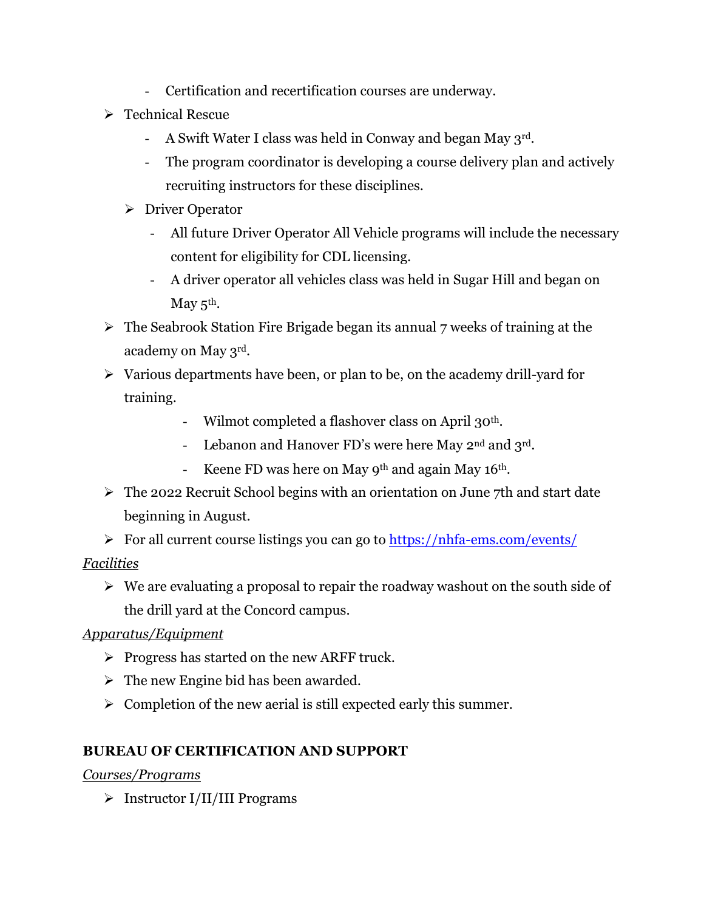- Certification and recertification courses are underway.

- Technical Rescue
  - A Swift Water I class was held in Conway and began May 3rd.
  - The program coordinator is developing a course delivery plan and actively recruiting instructors for these disciplines.
  - Driver Operator
    - All future Driver Operator All Vehicle programs will include the necessary content for eligibility for CDL licensing.
    - A driver operator all vehicles class was held in Sugar Hill and began on May 5th.
- The Seabrook Station Fire Brigade began its annual 7 weeks of training at the academy on May 3rd.
- Various departments have been, or plan to be, on the academy drill-yard for training.
  - Wilmot completed a flashover class on April 30th.
  - Lebanon and Hanover FD's were here May 2nd and 3rd.
  - Keene FD was here on May 9th and again May 16th.
- The 2022 Recruit School begins with an orientation on June 7th and start date beginning in August.
- For all current course listings you can go to https://nhfa-ems.com/events/

*Facilities*

- We are evaluating a proposal to repair the roadway washout on the south side of the drill yard at the Concord campus.

*Apparatus/Equipment*

- Progress has started on the new ARFF truck.
- The new Engine bid has been awarded.
- Completion of the new aerial is still expected early this summer.

**BUREAU OF CERTIFICATION AND SUPPORT**

*Courses/Programs*

- Instructor I/II/III Programs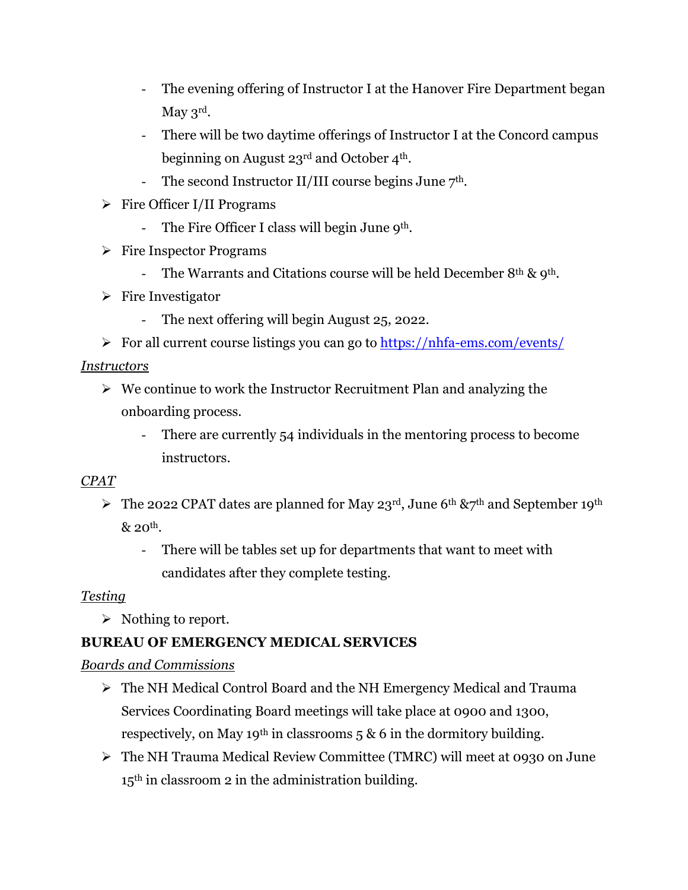- The evening offering of Instructor I at the Hanover Fire Department began May 3rd.
  - There will be two daytime offerings of Instructor I at the Concord campus beginning on August 23rd and October 4th.
  - The second Instructor II/III course begins June 7th.
- Fire Officer I/II Programs
  - The Fire Officer I class will begin June 9th.
- Fire Inspector Programs
  - The Warrants and Citations course will be held December 8th & 9th.
- Fire Investigator
  - The next offering will begin August 25, 2022.
- For all current course listings you can go to https://nhfa-ems.com/events/

*Instructors*

- We continue to work the Instructor Recruitment Plan and analyzing the onboarding process.
  - There are currently 54 individuals in the mentoring process to become instructors.

*CPAT*

- The 2022 CPAT dates are planned for May 23rd, June 6th &7th and September 19th & 20th.
  - There will be tables set up for departments that want to meet with candidates after they complete testing.

*Testing*

- Nothing to report.

**BUREAU OF EMERGENCY MEDICAL SERVICES**

*Boards and Commissions*

- The NH Medical Control Board and the NH Emergency Medical and Trauma Services Coordinating Board meetings will take place at 0900 and 1300, respectively, on May 19th in classrooms 5 & 6 in the dormitory building.
- The NH Trauma Medical Review Committee (TMRC) will meet at 0930 on June 15th in classroom 2 in the administration building.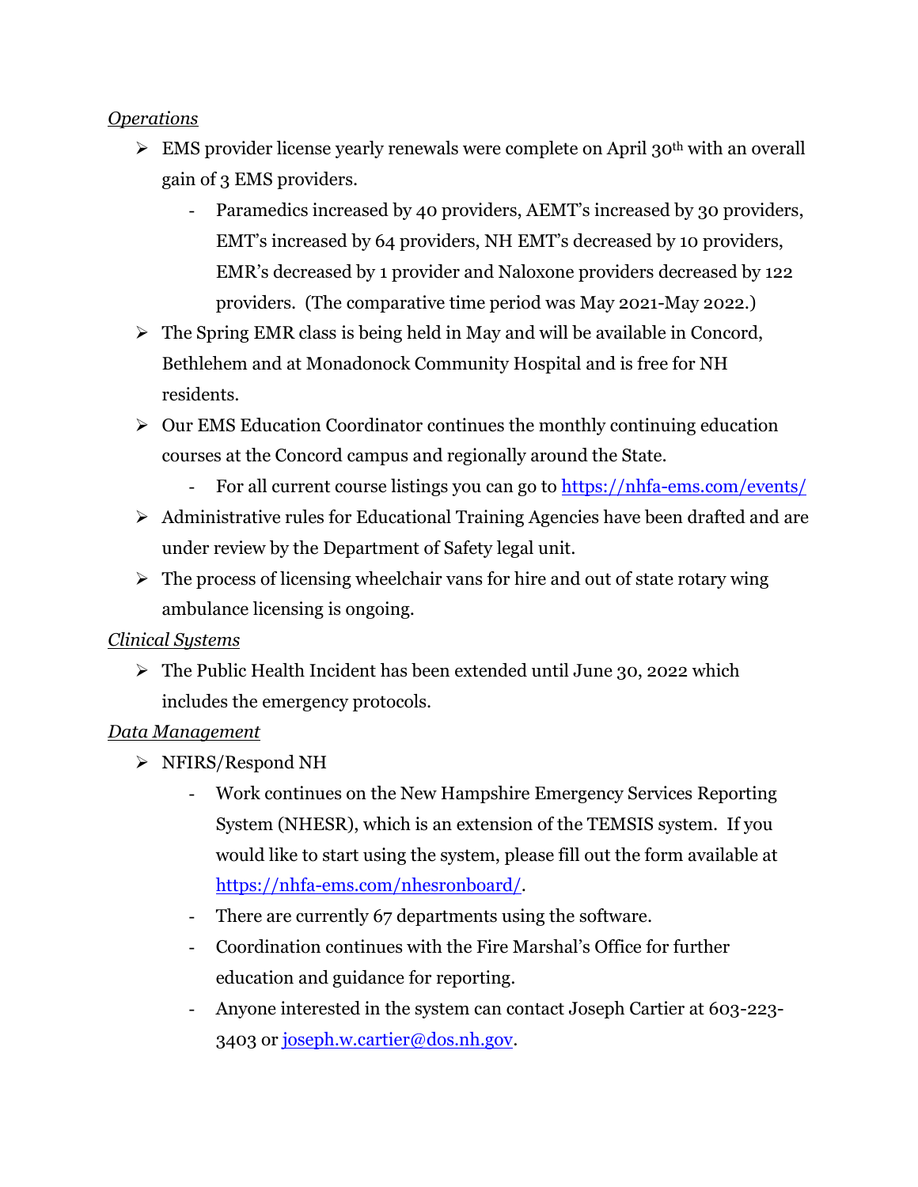*Operations*

- EMS provider license yearly renewals were complete on April 30th with an overall gain of 3 EMS providers.
    - Paramedics increased by 40 providers, AEMT's increased by 30 providers, EMT's increased by 64 providers, NH EMT's decreased by 10 providers, EMR's decreased by 1 provider and Naloxone providers decreased by 122 providers. (The comparative time period was May 2021-May 2022.)
- The Spring EMR class is being held in May and will be available in Concord, Bethlehem and at Monadonock Community Hospital and is free for NH residents.
- Our EMS Education Coordinator continues the monthly continuing education courses at the Concord campus and regionally around the State.
    - For all current course listings you can go to https://nhfa-ems.com/events/
- Administrative rules for Educational Training Agencies have been drafted and are under review by the Department of Safety legal unit.
- The process of licensing wheelchair vans for hire and out of state rotary wing ambulance licensing is ongoing.

*Clinical Systems*

- The Public Health Incident has been extended until June 30, 2022 which includes the emergency protocols.

*Data Management*

- NFIRS/Respond NH
    - Work continues on the New Hampshire Emergency Services Reporting System (NHESR), which is an extension of the TEMSIS system. If you would like to start using the system, please fill out the form available at https://nhfa-ems.com/nhesronboard/.
    - There are currently 67 departments using the software.
    - Coordination continues with the Fire Marshal's Office for further education and guidance for reporting.
    - Anyone interested in the system can contact Joseph Cartier at 603-223-3403 or joseph.w.cartier@dos.nh.gov.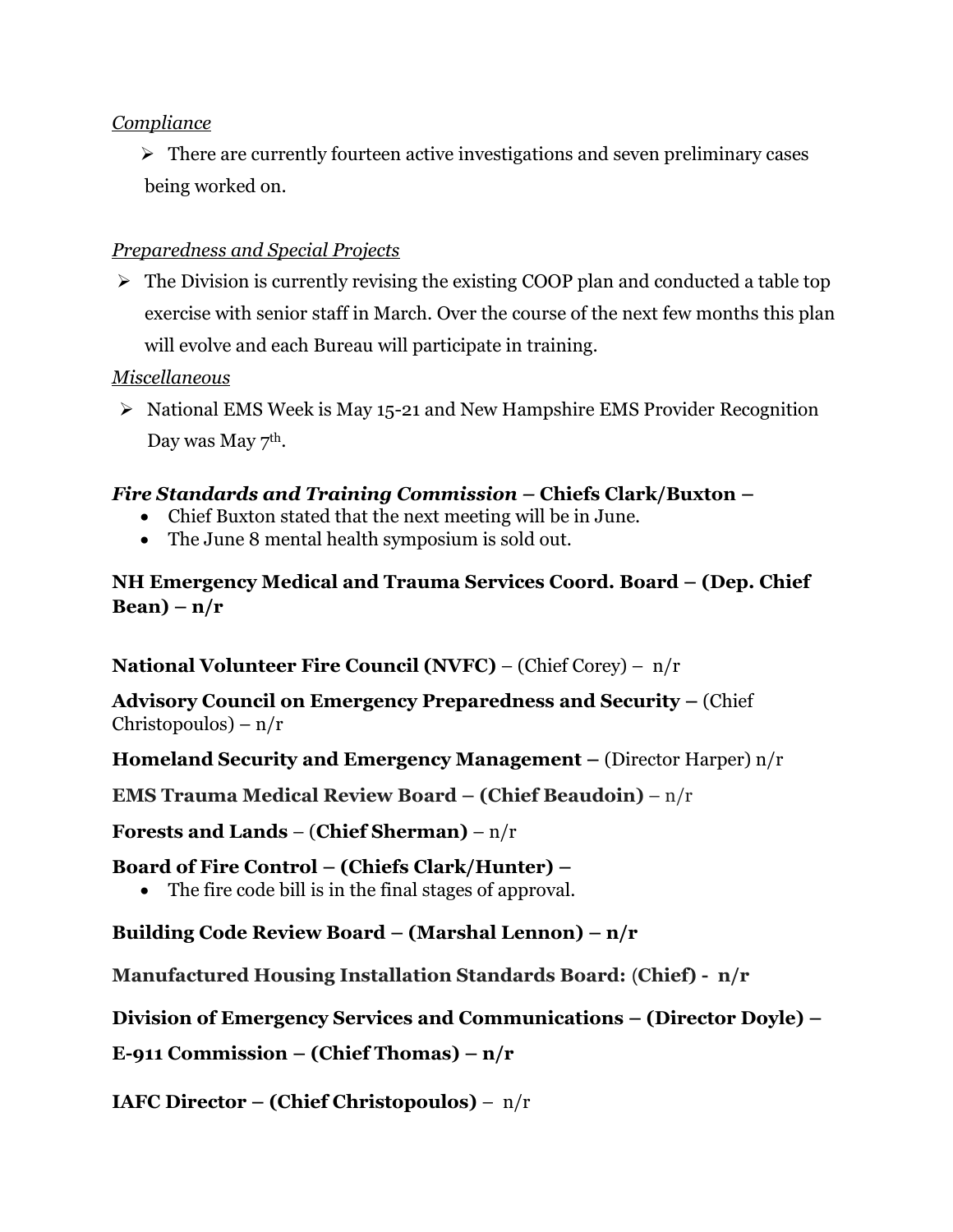*Compliance*

- There are currently fourteen active investigations and seven preliminary cases being worked on.

*Preparedness and Special Projects*

- The Division is currently revising the existing COOP plan and conducted a table top exercise with senior staff in March. Over the course of the next few months this plan will evolve and each Bureau will participate in training.

*Miscellaneous*

- National EMS Week is May 15-21 and New Hampshire EMS Provider Recognition Day was May 7th.

***Fire Standards and Training Commission* – Chiefs Clark/Buxton –**

- Chief Buxton stated that the next meeting will be in June.
- The June 8 mental health symposium is sold out.

**NH Emergency Medical and Trauma Services Coord. Board – (Dep. Chief Bean) – n/r**

**National Volunteer Fire Council (NVFC)** – (Chief Corey) – n/r

**Advisory Council on Emergency Preparedness and Security –** (Chief Christopoulos) – n/r

**Homeland Security and Emergency Management –** (Director Harper) n/r

**EMS Trauma Medical Review Board – (Chief Beaudoin)** – n/r

**Forests and Lands** – (**Chief Sherman)** – n/r

**Board of Fire Control – (Chiefs Clark/Hunter) –**

- The fire code bill is in the final stages of approval.

**Building Code Review Board – (Marshal Lennon) – n/r**

**Manufactured Housing Installation Standards Board:** (**Chief) - n/r**

**Division of Emergency Services and Communications – (Director Doyle) –**

**E-911 Commission – (Chief Thomas) – n/r**

**IAFC Director – (Chief Christopoulos)** – n/r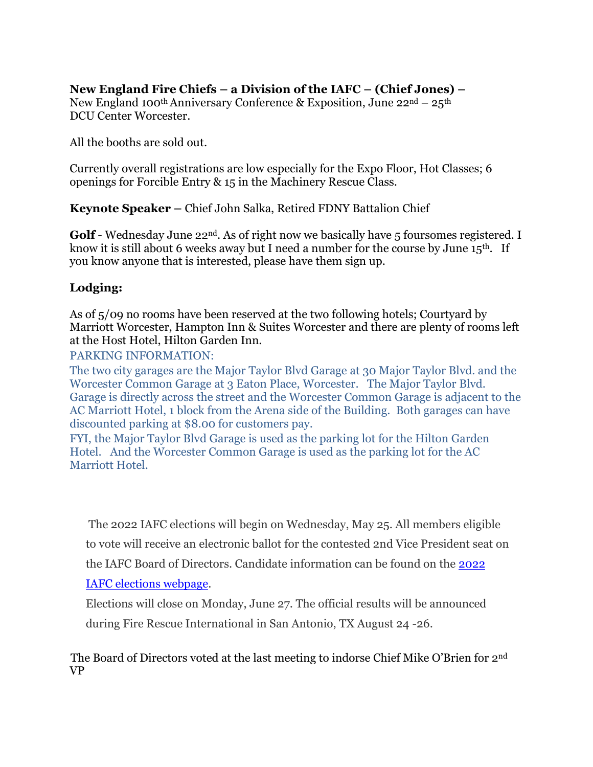**New England Fire Chiefs – a Division of the IAFC – (Chief Jones) –**
New England 100th Anniversary Conference & Exposition, June 22nd – 25th
DCU Center Worcester.

All the booths are sold out.

Currently overall registrations are low especially for the Expo Floor, Hot Classes; 6 openings for Forcible Entry & 15 in the Machinery Rescue Class.

**Keynote Speaker –** Chief John Salka, Retired FDNY Battalion Chief

**Golf** - Wednesday June 22nd. As of right now we basically have 5 foursomes registered. I know it is still about 6 weeks away but I need a number for the course by June 15th. If you know anyone that is interested, please have them sign up.

**Lodging:**

As of 5/09 no rooms have been reserved at the two following hotels; Courtyard by Marriott Worcester, Hampton Inn & Suites Worcester and there are plenty of rooms left at the Host Hotel, Hilton Garden Inn.

PARKING INFORMATION:

The two city garages are the Major Taylor Blvd Garage at 30 Major Taylor Blvd. and the Worcester Common Garage at 3 Eaton Place, Worcester. The Major Taylor Blvd. Garage is directly across the street and the Worcester Common Garage is adjacent to the AC Marriott Hotel, 1 block from the Arena side of the Building. Both garages can have discounted parking at $8.00 for customers pay.

FYI, the Major Taylor Blvd Garage is used as the parking lot for the Hilton Garden Hotel. And the Worcester Common Garage is used as the parking lot for the AC Marriott Hotel.

The 2022 IAFC elections will begin on Wednesday, May 25. All members eligible to vote will receive an electronic ballot for the contested 2nd Vice President seat on the IAFC Board of Directors. Candidate information can be found on the 2022 IAFC elections webpage.

Elections will close on Monday, June 27. The official results will be announced during Fire Rescue International in San Antonio, TX August 24 -26.

The Board of Directors voted at the last meeting to indorse Chief Mike O'Brien for 2nd VP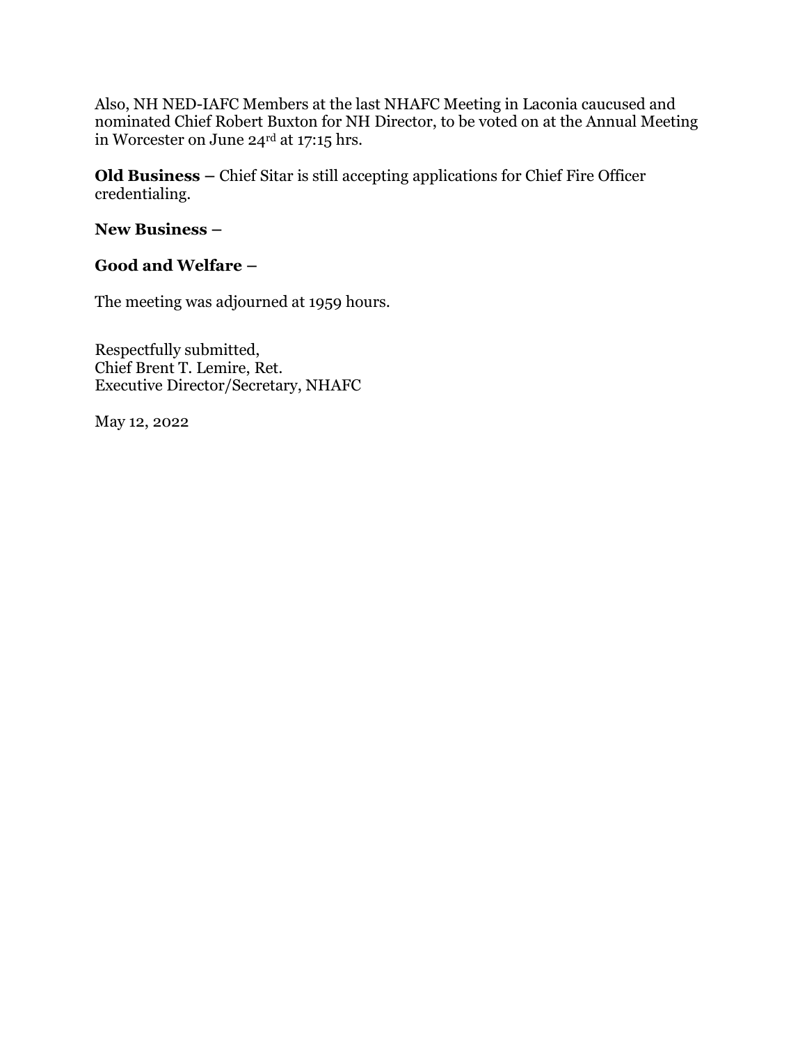Also, NH NED-IAFC Members at the last NHAFC Meeting in Laconia caucused and nominated Chief Robert Buxton for NH Director, to be voted on at the Annual Meeting in Worcester on June 24rd at 17:15 hrs.

**Old Business –** Chief Sitar is still accepting applications for Chief Fire Officer credentialing.

**New Business –**

**Good and Welfare –**

The meeting was adjourned at 1959 hours.

Respectfully submitted,
Chief Brent T. Lemire, Ret.
Executive Director/Secretary, NHAFC

May 12, 2022